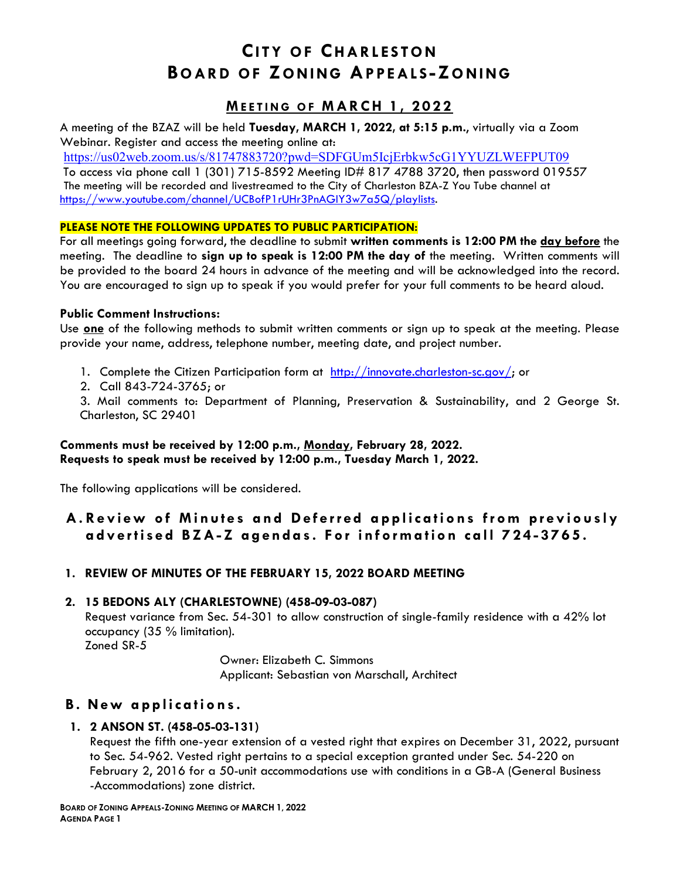# CITY OF CHARLESTON
# BOARD OF ZONING APPEALS-ZONING

## MEETING OF MARCH 1, 2022

A meeting of the BZAZ will be held **Tuesday, MARCH 1, 2022, at 5:15 p.m.**, virtually via a Zoom Webinar. Register and access the meeting online at:
https://us02web.zoom.us/s/81747883720?pwd=SDFGUm5IcjErbkw5cG1YYUZLWEFPUT09
To access via phone call 1 (301) 715-8592 Meeting ID# 817 4788 3720, then password 019557
The meeting will be recorded and livestreamed to the City of Charleston BZA-Z You Tube channel at https://www.youtube.com/channel/UCBofP1rUHr3PnAGIY3w7a5Q/playlists.

**PLEASE NOTE THE FOLLOWING UPDATES TO PUBLIC PARTICIPATION:**
For all meetings going forward, the deadline to submit **written comments is 12:00 PM the day before** the meeting. The deadline to **sign up to speak is 12:00 PM the day of** the meeting. Written comments will be provided to the board 24 hours in advance of the meeting and will be acknowledged into the record. You are encouraged to sign up to speak if you would prefer for your full comments to be heard aloud.

**Public Comment Instructions:**
Use **one** of the following methods to submit written comments or sign up to speak at the meeting. Please provide your name, address, telephone number, meeting date, and project number.

1. Complete the Citizen Participation form at http://innovate.charleston-sc.gov/; or
2. Call 843-724-3765; or
3. Mail comments to: Department of Planning, Preservation & Sustainability, and 2 George St. Charleston, SC 29401

**Comments must be received by 12:00 p.m., Monday, February 28, 2022.**
**Requests to speak must be received by 12:00 p.m., Tuesday March 1, 2022.**

The following applications will be considered.

## A. Review of Minutes and Deferred applications from previously advertised BZA-Z agendas. For information call 724-3765.

**1. REVIEW OF MINUTES OF THE FEBRUARY 15, 2022 BOARD MEETING**

**2. 15 BEDONS ALY (CHARLESTOWNE) (458-09-03-087)**
Request variance from Sec. 54-301 to allow construction of single-family residence with a 42% lot occupancy (35 % limitation).
Zoned SR-5

Owner: Elizabeth C. Simmons
Applicant: Sebastian von Marschall, Architect

## B. New applications.

**1. 2 ANSON ST. (458-05-03-131)**
Request the fifth one-year extension of a vested right that expires on December 31, 2022, pursuant to Sec. 54-962. Vested right pertains to a special exception granted under Sec. 54-220 on February 2, 2016 for a 50-unit accommodations use with conditions in a GB-A (General Business -Accommodations) zone district.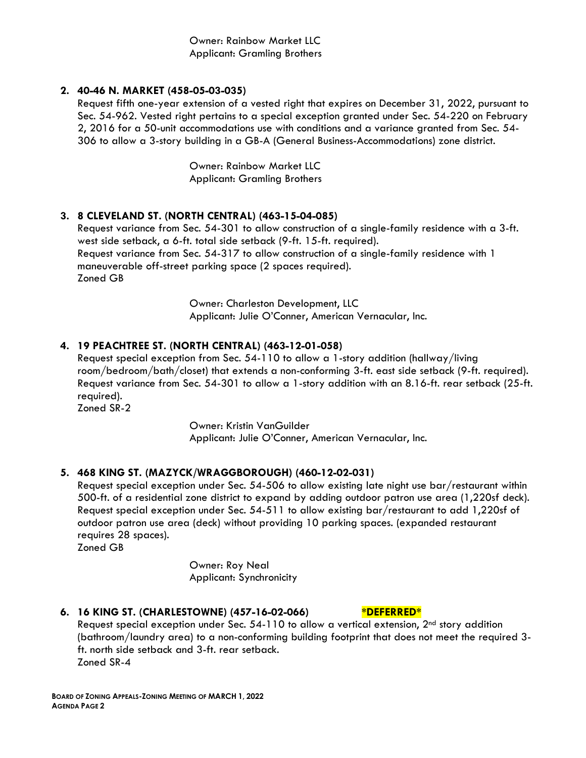Owner: Rainbow Market LLC
Applicant: Gramling Brothers

**2. 40-46 N. MARKET (458-05-03-035)**

Request fifth one-year extension of a vested right that expires on December 31, 2022, pursuant to Sec. 54-962. Vested right pertains to a special exception granted under Sec. 54-220 on February 2, 2016 for a 50-unit accommodations use with conditions and a variance granted from Sec. 54-306 to allow a 3-story building in a GB-A (General Business-Accommodations) zone district.

Owner: Rainbow Market LLC
Applicant: Gramling Brothers

**3. 8 CLEVELAND ST. (NORTH CENTRAL) (463-15-04-085)**

Request variance from Sec. 54-301 to allow construction of a single-family residence with a 3-ft. west side setback, a 6-ft. total side setback (9-ft. 15-ft. required).
Request variance from Sec. 54-317 to allow construction of a single-family residence with 1 maneuverable off-street parking space (2 spaces required).
Zoned GB

Owner: Charleston Development, LLC
Applicant: Julie O'Conner, American Vernacular, Inc.

**4. 19 PEACHTREE ST. (NORTH CENTRAL) (463-12-01-058)**

Request special exception from Sec. 54-110 to allow a 1-story addition (hallway/living room/bedroom/bath/closet) that extends a non-conforming 3-ft. east side setback (9-ft. required).
Request variance from Sec. 54-301 to allow a 1-story addition with an 8.16-ft. rear setback (25-ft. required).
Zoned SR-2

Owner: Kristin VanGuilder
Applicant: Julie O'Conner, American Vernacular, Inc.

**5. 468 KING ST. (MAZYCK/WRAGGBOROUGH) (460-12-02-031)**

Request special exception under Sec. 54-506 to allow existing late night use bar/restaurant within 500-ft. of a residential zone district to expand by adding outdoor patron use area (1,220sf deck).
Request special exception under Sec. 54-511 to allow existing bar/restaurant to add 1,220sf of outdoor patron use area (deck) without providing 10 parking spaces. (expanded restaurant requires 28 spaces).
Zoned GB

Owner: Roy Neal
Applicant: Synchronicity

**6. 16 KING ST. (CHARLESTOWNE) (457-16-02-066)** **\*DEFERRED\***

Request special exception under Sec. 54-110 to allow a vertical extension, 2nd story addition (bathroom/laundry area) to a non-conforming building footprint that does not meet the required 3-ft. north side setback and 3-ft. rear setback.
Zoned SR-4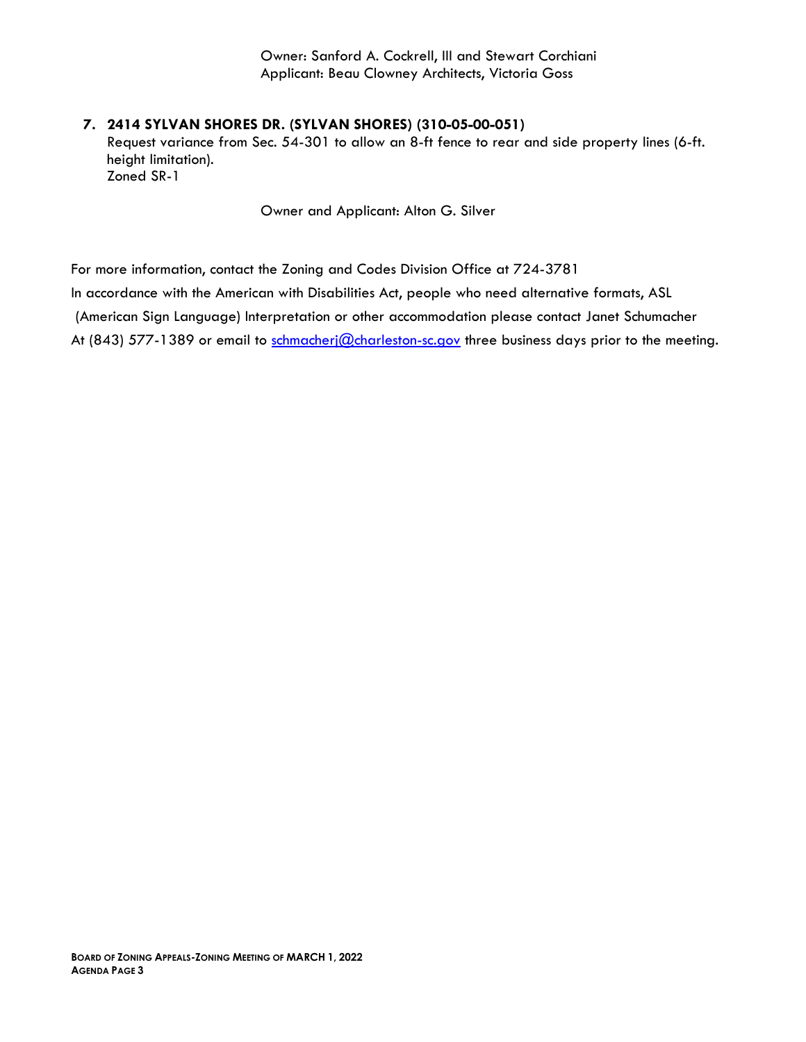Owner: Sanford A. Cockrell, III and Stewart Corchiani
Applicant: Beau Clowney Architects, Victoria Goss

**7. 2414 SYLVAN SHORES DR. (SYLVAN SHORES) (310-05-00-051)**
Request variance from Sec. 54-301 to allow an 8-ft fence to rear and side property lines (6-ft. height limitation).
Zoned SR-1

Owner and Applicant: Alton G. Silver

For more information, contact the Zoning and Codes Division Office at 724-3781
In accordance with the American with Disabilities Act, people who need alternative formats, ASL (American Sign Language) Interpretation or other accommodation please contact Janet Schumacher At (843) 577-1389 or email to schmacherj@charleston-sc.gov three business days prior to the meeting.